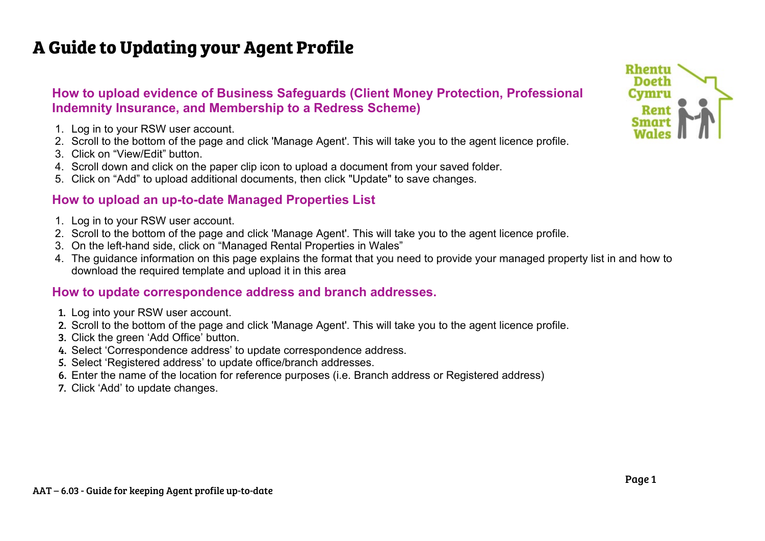# A Guide to Updating your Agent Profile

## How to upload evidence of Business Safeguards (Client Money Protection, Professional Indemnity Insurance, and Membership to a Redress Scheme)

1. Log in to your RSW user account.
2. Scroll to the bottom of the page and click 'Manage Agent'. This will take you to the agent licence profile.
3. Click on "View/Edit" button.
4. Scroll down and click on the paper clip icon to upload a document from your saved folder.
5. Click on "Add" to upload additional documents, then click "Update" to save changes.

## How to upload an up-to-date Managed Properties List

1. Log in to your RSW user account.
2. Scroll to the bottom of the page and click 'Manage Agent'. This will take you to the agent licence profile.
3. On the left-hand side, click on "Managed Rental Properties in Wales"
4. The guidance information on this page explains the format that you need to provide your managed property list in and how to download the required template and upload it in this area

## How to update correspondence address and branch addresses.

1. Log into your RSW user account.
2. Scroll to the bottom of the page and click 'Manage Agent'. This will take you to the agent licence profile.
3. Click the green 'Add Office' button.
4. Select 'Correspondence address' to update correspondence address.
5. Select 'Registered address' to update office/branch addresses.
6. Enter the name of the location for reference purposes (i.e. Branch address or Registered address)
7. Click 'Add' to update changes.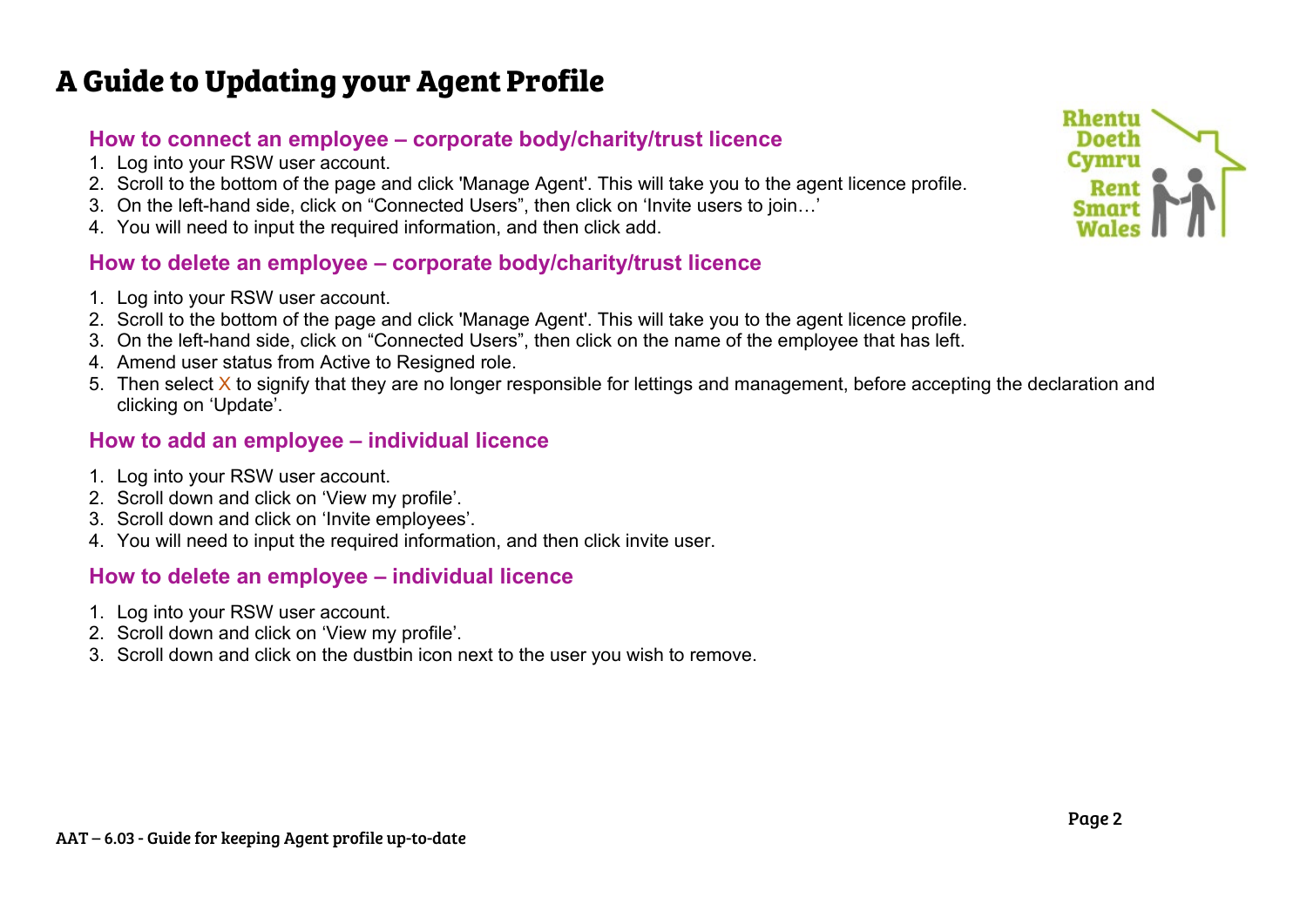# A Guide to Updating your Agent Profile

## How to connect an employee – corporate body/charity/trust licence

1. Log into your RSW user account.
2. Scroll to the bottom of the page and click 'Manage Agent'. This will take you to the agent licence profile.
3. On the left-hand side, click on "Connected Users", then click on 'Invite users to join…'
4. You will need to input the required information, and then click add.

## How to delete an employee – corporate body/charity/trust licence

1. Log into your RSW user account.
2. Scroll to the bottom of the page and click 'Manage Agent'. This will take you to the agent licence profile.
3. On the left-hand side, click on "Connected Users", then click on the name of the employee that has left.
4. Amend user status from Active to Resigned role.
5. Then select X to signify that they are no longer responsible for lettings and management, before accepting the declaration and clicking on 'Update'.

## How to add an employee – individual licence

1. Log into your RSW user account.
2. Scroll down and click on 'View my profile'.
3. Scroll down and click on 'Invite employees'.
4. You will need to input the required information, and then click invite user.

## How to delete an employee – individual licence

1. Log into your RSW user account.
2. Scroll down and click on 'View my profile'.
3. Scroll down and click on the dustbin icon next to the user you wish to remove.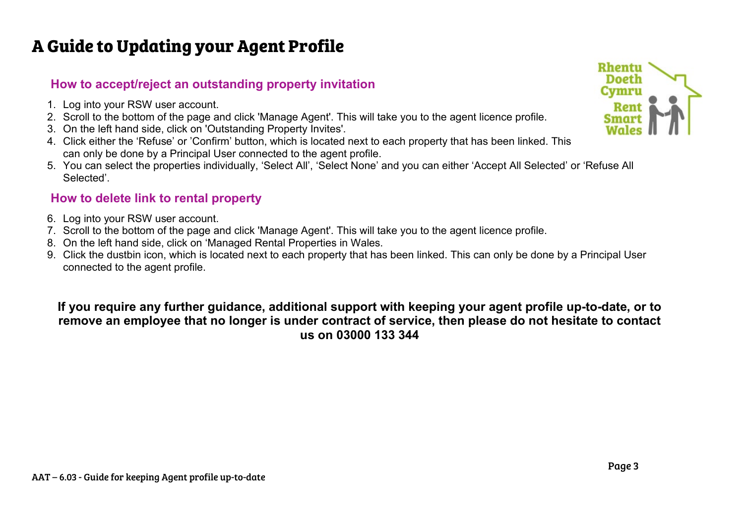# A Guide to Updating your Agent Profile

## How to accept/reject an outstanding property invitation

1. Log into your RSW user account.
2. Scroll to the bottom of the page and click 'Manage Agent'. This will take you to the agent licence profile.
3. On the left hand side, click on 'Outstanding Property Invites'.
4. Click either the 'Refuse' or 'Confirm' button, which is located next to each property that has been linked. This can only be done by a Principal User connected to the agent profile.
5. You can select the properties individually, 'Select All', 'Select None' and you can either 'Accept All Selected' or 'Refuse All Selected'.

## How to delete link to rental property

6. Log into your RSW user account.
7. Scroll to the bottom of the page and click 'Manage Agent'. This will take you to the agent licence profile.
8. On the left hand side, click on 'Managed Rental Properties in Wales.
9. Click the dustbin icon, which is located next to each property that has been linked. This can only be done by a Principal User connected to the agent profile.

**If you require any further guidance, additional support with keeping your agent profile up-to-date, or to remove an employee that no longer is under contract of service, then please do not hesitate to contact us on 03000 133 344**